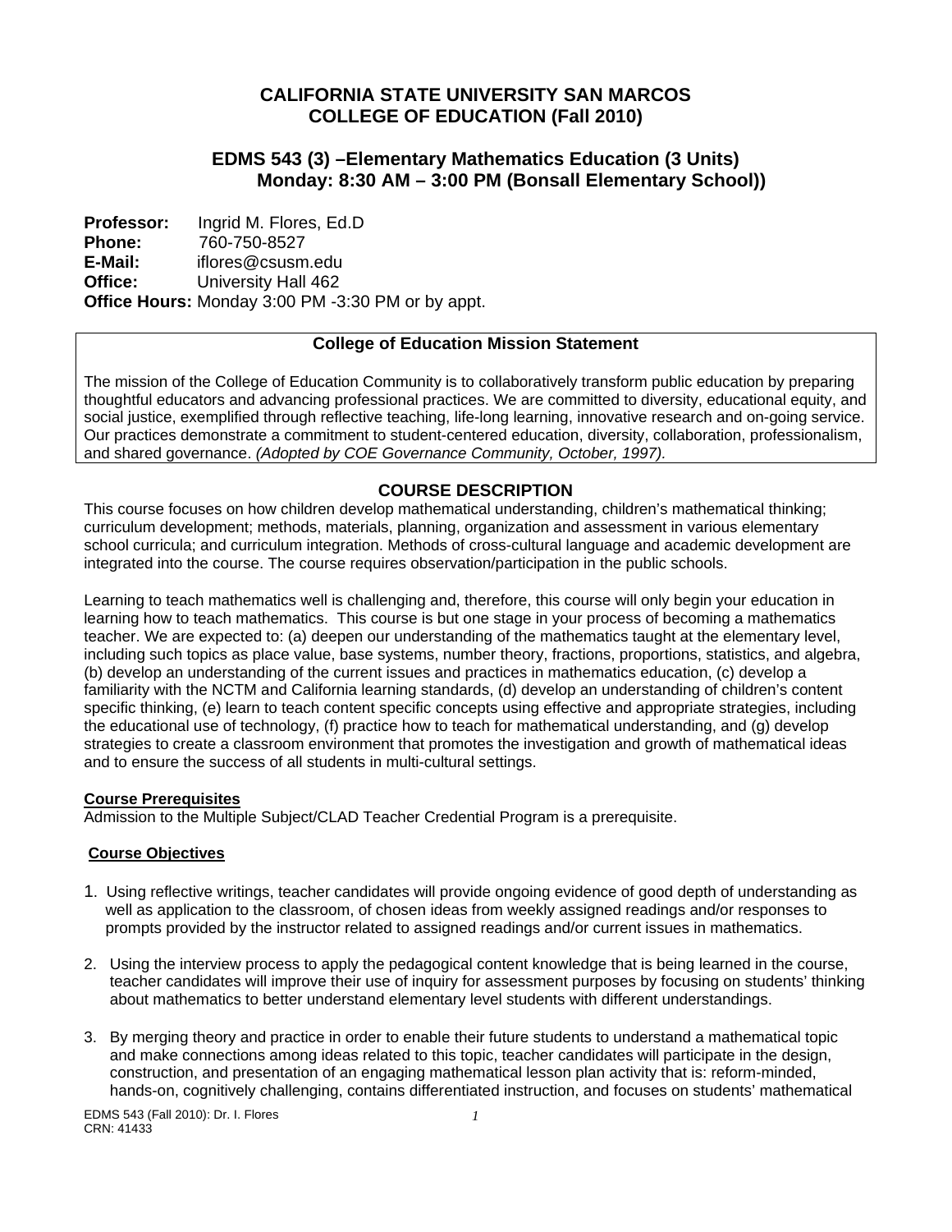# CALIFORNIA STATE UNIVERSITY SAN MARCOS
# COLLEGE OF EDUCATION (Fall 2010)

## EDMS 543 (3) –Elementary Mathematics Education (3 Units)
## Monday: 8:30 AM – 3:00 PM (Bonsall Elementary School))

**Professor:** Ingrid M. Flores, Ed.D
**Phone:** 760-750-8527
**E-Mail:** iflores@csusm.edu
**Office:** University Hall 462
**Office Hours:** Monday 3:00 PM -3:30 PM or by appt.

### College of Education Mission Statement

The mission of the College of Education Community is to collaboratively transform public education by preparing thoughtful educators and advancing professional practices. We are committed to diversity, educational equity, and social justice, exemplified through reflective teaching, life-long learning, innovative research and on-going service. Our practices demonstrate a commitment to student-centered education, diversity, collaboration, professionalism, and shared governance. *(Adopted by COE Governance Community, October, 1997).*

## COURSE DESCRIPTION

This course focuses on how children develop mathematical understanding, children's mathematical thinking; curriculum development; methods, materials, planning, organization and assessment in various elementary school curricula; and curriculum integration. Methods of cross-cultural language and academic development are integrated into the course. The course requires observation/participation in the public schools.

Learning to teach mathematics well is challenging and, therefore, this course will only begin your education in learning how to teach mathematics. This course is but one stage in your process of becoming a mathematics teacher. We are expected to: (a) deepen our understanding of the mathematics taught at the elementary level, including such topics as place value, base systems, number theory, fractions, proportions, statistics, and algebra, (b) develop an understanding of the current issues and practices in mathematics education, (c) develop a familiarity with the NCTM and California learning standards, (d) develop an understanding of children's content specific thinking, (e) learn to teach content specific concepts using effective and appropriate strategies, including the educational use of technology, (f) practice how to teach for mathematical understanding, and (g) develop strategies to create a classroom environment that promotes the investigation and growth of mathematical ideas and to ensure the success of all students in multi-cultural settings.

### Course Prerequisites

Admission to the Multiple Subject/CLAD Teacher Credential Program is a prerequisite.

### Course Objectives

1. Using reflective writings, teacher candidates will provide ongoing evidence of good depth of understanding as well as application to the classroom, of chosen ideas from weekly assigned readings and/or responses to prompts provided by the instructor related to assigned readings and/or current issues in mathematics.

2. Using the interview process to apply the pedagogical content knowledge that is being learned in the course, teacher candidates will improve their use of inquiry for assessment purposes by focusing on students' thinking about mathematics to better understand elementary level students with different understandings.

3. By merging theory and practice in order to enable their future students to understand a mathematical topic and make connections among ideas related to this topic, teacher candidates will participate in the design, construction, and presentation of an engaging mathematical lesson plan activity that is: reform-minded, hands-on, cognitively challenging, contains differentiated instruction, and focuses on students' mathematical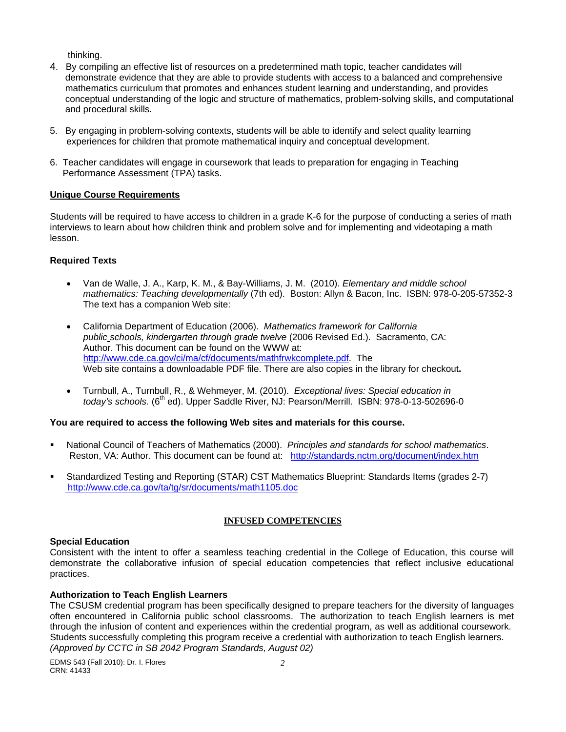thinking.

4. By compiling an effective list of resources on a predetermined math topic, teacher candidates will demonstrate evidence that they are able to provide students with access to a balanced and comprehensive mathematics curriculum that promotes and enhances student learning and understanding, and provides conceptual understanding of the logic and structure of mathematics, problem-solving skills, and computational and procedural skills.

5. By engaging in problem-solving contexts, students will be able to identify and select quality learning experiences for children that promote mathematical inquiry and conceptual development.

6. Teacher candidates will engage in coursework that leads to preparation for engaging in Teaching Performance Assessment (TPA) tasks.

## Unique Course Requirements

Students will be required to have access to children in a grade K-6 for the purpose of conducting a series of math interviews to learn about how children think and problem solve and for implementing and videotaping a math lesson.

## Required Texts

- Van de Walle, J. A., Karp, K. M., & Bay-Williams, J. M. (2010). *Elementary and middle school mathematics: Teaching developmentally* (7th ed). Boston: Allyn & Bacon, Inc. ISBN: 978-0-205-57352-3 The text has a companion Web site:

- California Department of Education (2006). *Mathematics framework for California public schools, kindergarten through grade twelve* (2006 Revised Ed.). Sacramento, CA: Author. This document can be found on the WWW at: http://www.cde.ca.gov/ci/ma/cf/documents/mathfrwkcomplete.pdf. The Web site contains a downloadable PDF file. There are also copies in the library for checkout**.**

- Turnbull, A., Turnbull, R., & Wehmeyer, M. (2010). *Exceptional lives: Special education in today's schools.* (6th ed). Upper Saddle River, NJ: Pearson/Merrill. ISBN: 978-0-13-502696-0

**You are required to access the following Web sites and materials for this course.**

- National Council of Teachers of Mathematics (2000). *Principles and standards for school mathematics*. Reston, VA: Author. This document can be found at: http://standards.nctm.org/document/index.htm

- Standardized Testing and Reporting (STAR) CST Mathematics Blueprint: Standards Items (grades 2-7) http://www.cde.ca.gov/ta/tg/sr/documents/math1105.doc

## INFUSED COMPETENCIES

### Special Education

Consistent with the intent to offer a seamless teaching credential in the College of Education, this course will demonstrate the collaborative infusion of special education competencies that reflect inclusive educational practices.

### Authorization to Teach English Learners

The CSUSM credential program has been specifically designed to prepare teachers for the diversity of languages often encountered in California public school classrooms. The authorization to teach English learners is met through the infusion of content and experiences within the credential program, as well as additional coursework. Students successfully completing this program receive a credential with authorization to teach English learners. *(Approved by CCTC in SB 2042 Program Standards, August 02)*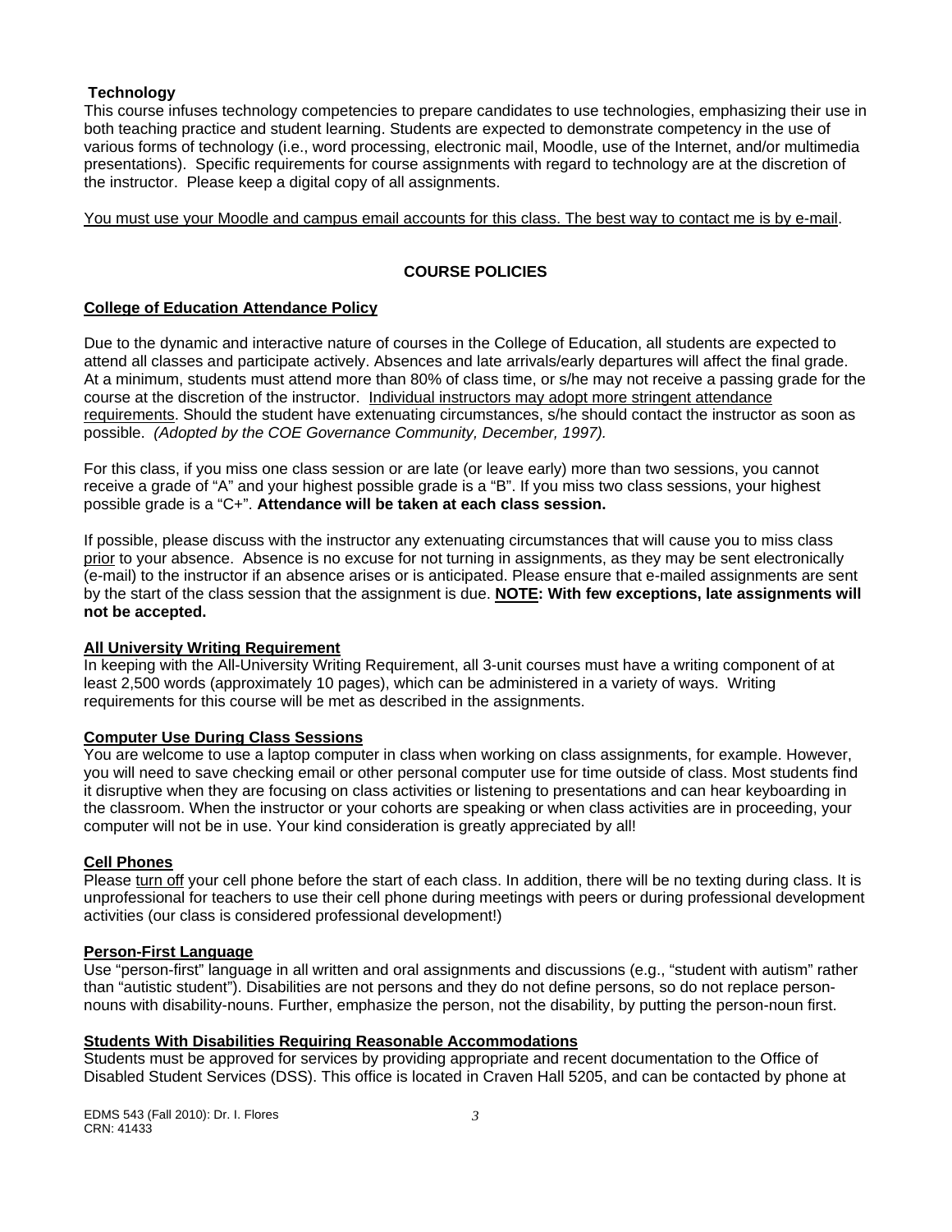**Technology**

This course infuses technology competencies to prepare candidates to use technologies, emphasizing their use in both teaching practice and student learning. Students are expected to demonstrate competency in the use of various forms of technology (i.e., word processing, electronic mail, Moodle, use of the Internet, and/or multimedia presentations). Specific requirements for course assignments with regard to technology are at the discretion of the instructor. Please keep a digital copy of all assignments.

<u>You must use your Moodle and campus email accounts for this class. The best way to contact me is by e-mail</u>.

## COURSE POLICIES

### College of Education Attendance Policy

Due to the dynamic and interactive nature of courses in the College of Education, all students are expected to attend all classes and participate actively. Absences and late arrivals/early departures will affect the final grade. At a minimum, students must attend more than 80% of class time, or s/he may not receive a passing grade for the course at the discretion of the instructor. <u>Individual instructors may adopt more stringent attendance requirements</u>. Should the student have extenuating circumstances, s/he should contact the instructor as soon as possible. *(Adopted by the COE Governance Community, December, 1997).*

For this class, if you miss one class session or are late (or leave early) more than two sessions, you cannot receive a grade of "A" and your highest possible grade is a "B". If you miss two class sessions, your highest possible grade is a "C+". **Attendance will be taken at each class session.**

If possible, please discuss with the instructor any extenuating circumstances that will cause you to miss class <u>prior</u> to your absence. Absence is no excuse for not turning in assignments, as they may be sent electronically (e-mail) to the instructor if an absence arises or is anticipated. Please ensure that e-mailed assignments are sent by the start of the class session that the assignment is due. **<u>NOTE</u>: With few exceptions, late assignments will not be accepted.**

### All University Writing Requirement

In keeping with the All-University Writing Requirement, all 3-unit courses must have a writing component of at least 2,500 words (approximately 10 pages), which can be administered in a variety of ways. Writing requirements for this course will be met as described in the assignments.

### Computer Use During Class Sessions

You are welcome to use a laptop computer in class when working on class assignments, for example. However, you will need to save checking email or other personal computer use for time outside of class. Most students find it disruptive when they are focusing on class activities or listening to presentations and can hear keyboarding in the classroom. When the instructor or your cohorts are speaking or when class activities are in proceeding, your computer will not be in use. Your kind consideration is greatly appreciated by all!

### Cell Phones

Please <u>turn off</u> your cell phone before the start of each class. In addition, there will be no texting during class. It is unprofessional for teachers to use their cell phone during meetings with peers or during professional development activities (our class is considered professional development!)

### Person-First Language

Use "person-first" language in all written and oral assignments and discussions (e.g., "student with autism" rather than "autistic student"). Disabilities are not persons and they do not define persons, so do not replace person-nouns with disability-nouns. Further, emphasize the person, not the disability, by putting the person-noun first.

### Students With Disabilities Requiring Reasonable Accommodations

Students must be approved for services by providing appropriate and recent documentation to the Office of Disabled Student Services (DSS). This office is located in Craven Hall 5205, and can be contacted by phone at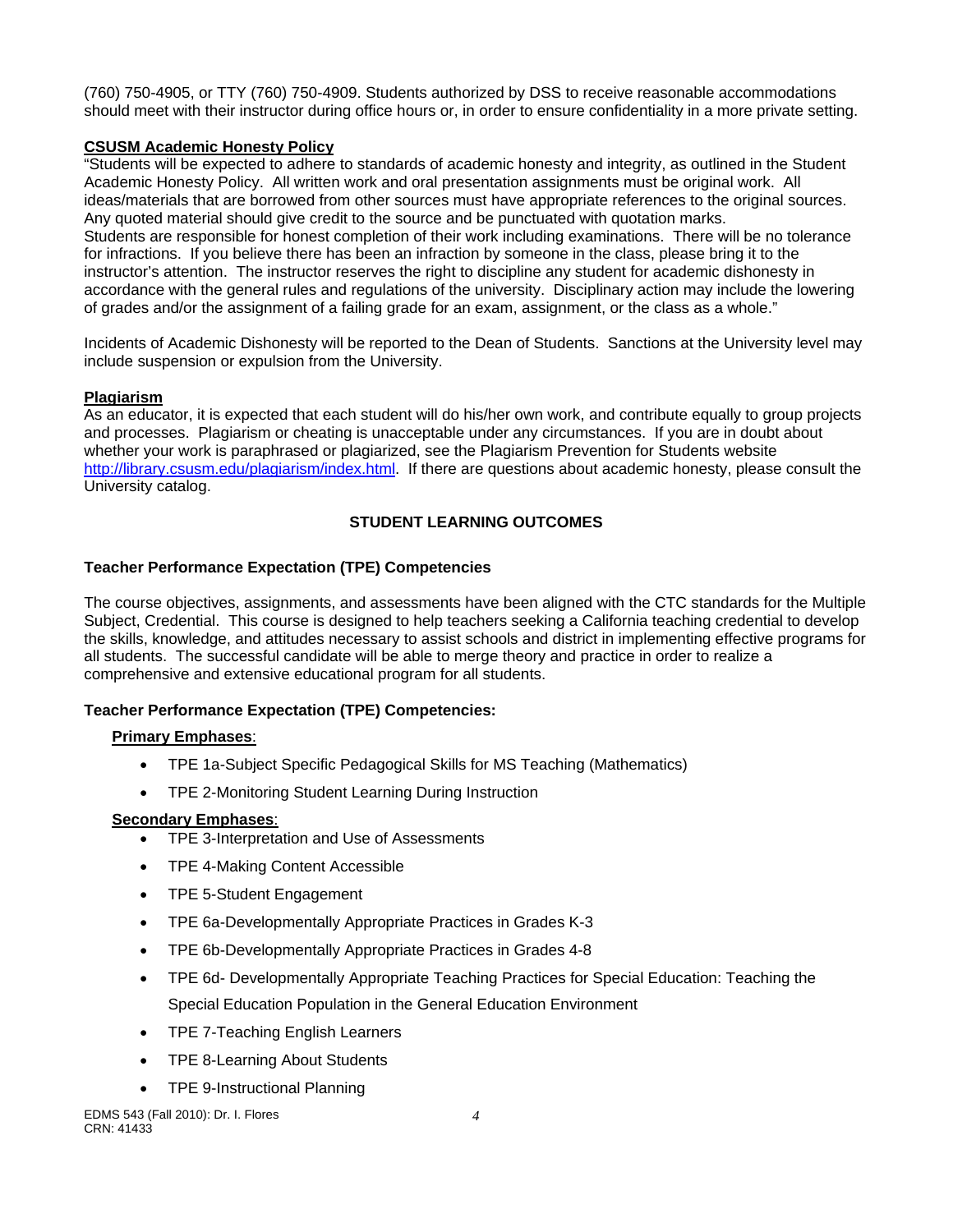(760) 750-4905, or TTY (760) 750-4909. Students authorized by DSS to receive reasonable accommodations should meet with their instructor during office hours or, in order to ensure confidentiality in a more private setting.

**CSUSM Academic Honesty Policy**

"Students will be expected to adhere to standards of academic honesty and integrity, as outlined in the Student Academic Honesty Policy. All written work and oral presentation assignments must be original work. All ideas/materials that are borrowed from other sources must have appropriate references to the original sources. Any quoted material should give credit to the source and be punctuated with quotation marks.
Students are responsible for honest completion of their work including examinations. There will be no tolerance for infractions. If you believe there has been an infraction by someone in the class, please bring it to the instructor's attention. The instructor reserves the right to discipline any student for academic dishonesty in accordance with the general rules and regulations of the university. Disciplinary action may include the lowering of grades and/or the assignment of a failing grade for an exam, assignment, or the class as a whole."

Incidents of Academic Dishonesty will be reported to the Dean of Students. Sanctions at the University level may include suspension or expulsion from the University.

**Plagiarism**

As an educator, it is expected that each student will do his/her own work, and contribute equally to group projects and processes. Plagiarism or cheating is unacceptable under any circumstances. If you are in doubt about whether your work is paraphrased or plagiarized, see the Plagiarism Prevention for Students website http://library.csusm.edu/plagiarism/index.html. If there are questions about academic honesty, please consult the University catalog.

## STUDENT LEARNING OUTCOMES

### Teacher Performance Expectation (TPE) Competencies

The course objectives, assignments, and assessments have been aligned with the CTC standards for the Multiple Subject, Credential. This course is designed to help teachers seeking a California teaching credential to develop the skills, knowledge, and attitudes necessary to assist schools and district in implementing effective programs for all students. The successful candidate will be able to merge theory and practice in order to realize a comprehensive and extensive educational program for all students.

### Teacher Performance Expectation (TPE) Competencies:

**Primary Emphases**:

- TPE 1a-Subject Specific Pedagogical Skills for MS Teaching (Mathematics)
- TPE 2-Monitoring Student Learning During Instruction

**Secondary Emphases**:

- TPE 3-Interpretation and Use of Assessments
- TPE 4-Making Content Accessible
- TPE 5-Student Engagement
- TPE 6a-Developmentally Appropriate Practices in Grades K-3
- TPE 6b-Developmentally Appropriate Practices in Grades 4-8
- TPE 6d- Developmentally Appropriate Teaching Practices for Special Education: Teaching the Special Education Population in the General Education Environment
- TPE 7-Teaching English Learners
- TPE 8-Learning About Students
- TPE 9-Instructional Planning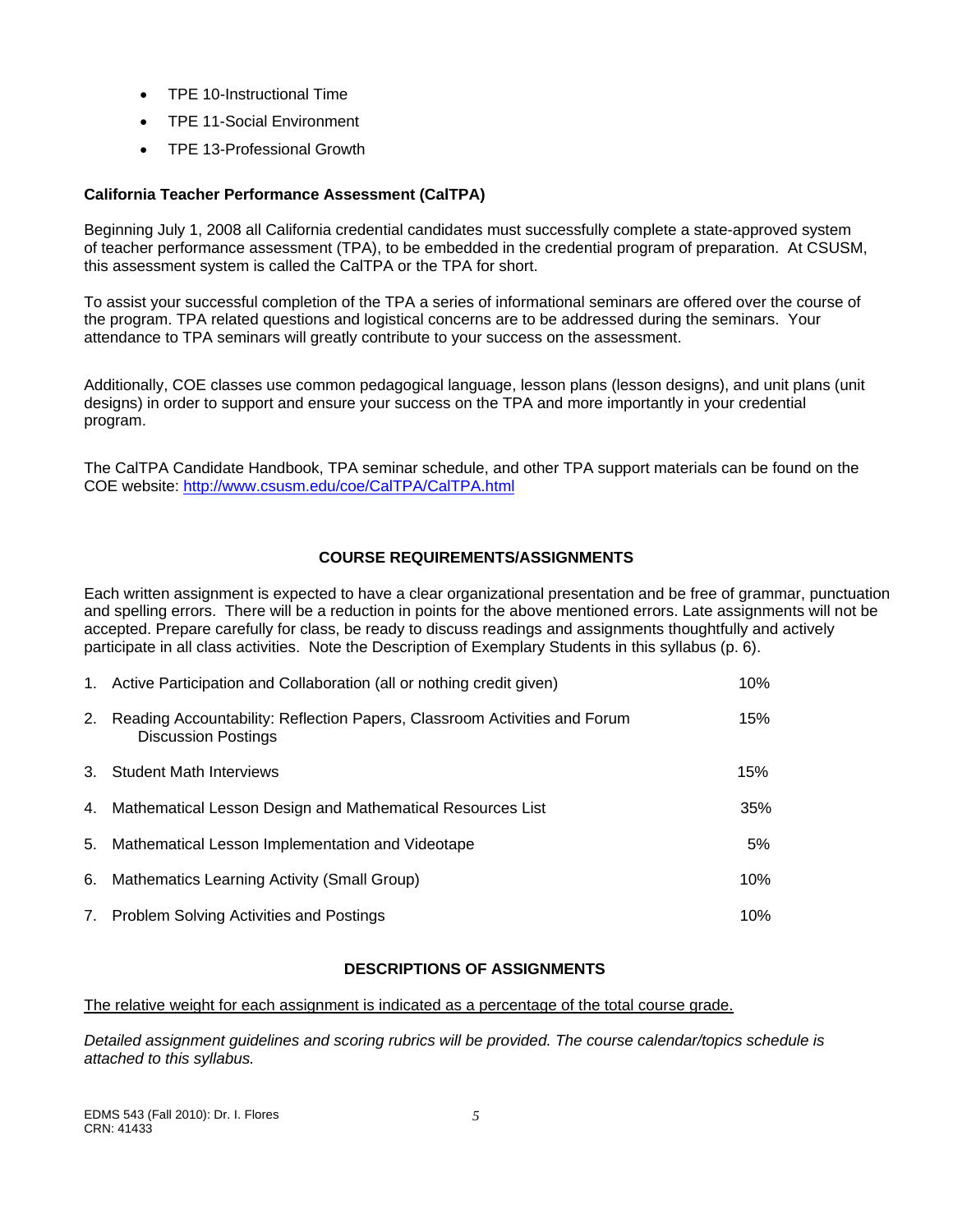- TPE 10-Instructional Time
- TPE 11-Social Environment
- TPE 13-Professional Growth

**California Teacher Performance Assessment (CalTPA)**

Beginning July 1, 2008 all California credential candidates must successfully complete a state-approved system of teacher performance assessment (TPA), to be embedded in the credential program of preparation. At CSUSM, this assessment system is called the CalTPA or the TPA for short.

To assist your successful completion of the TPA a series of informational seminars are offered over the course of the program. TPA related questions and logistical concerns are to be addressed during the seminars. Your attendance to TPA seminars will greatly contribute to your success on the assessment.

Additionally, COE classes use common pedagogical language, lesson plans (lesson designs), and unit plans (unit designs) in order to support and ensure your success on the TPA and more importantly in your credential program.

The CalTPA Candidate Handbook, TPA seminar schedule, and other TPA support materials can be found on the COE website: http://www.csusm.edu/coe/CalTPA/CalTPA.html

## COURSE REQUIREMENTS/ASSIGNMENTS

Each written assignment is expected to have a clear organizational presentation and be free of grammar, punctuation and spelling errors. There will be a reduction in points for the above mentioned errors. Late assignments will not be accepted. Prepare carefully for class, be ready to discuss readings and assignments thoughtfully and actively participate in all class activities. Note the Description of Exemplary Students in this syllabus (p. 6).

| | Assignment | Weight |
|---|---|---|
| 1. | Active Participation and Collaboration (all or nothing credit given) | 10% |
| 2. | Reading Accountability: Reflection Papers, Classroom Activities and Forum Discussion Postings | 15% |
| 3. | Student Math Interviews | 15% |
| 4. | Mathematical Lesson Design and Mathematical Resources List | 35% |
| 5. | Mathematical Lesson Implementation and Videotape | 5% |
| 6. | Mathematics Learning Activity (Small Group) | 10% |
| 7. | Problem Solving Activities and Postings | 10% |

## DESCRIPTIONS OF ASSIGNMENTS

The relative weight for each assignment is indicated as a percentage of the total course grade.

*Detailed assignment guidelines and scoring rubrics will be provided. The course calendar/topics schedule is attached to this syllabus.*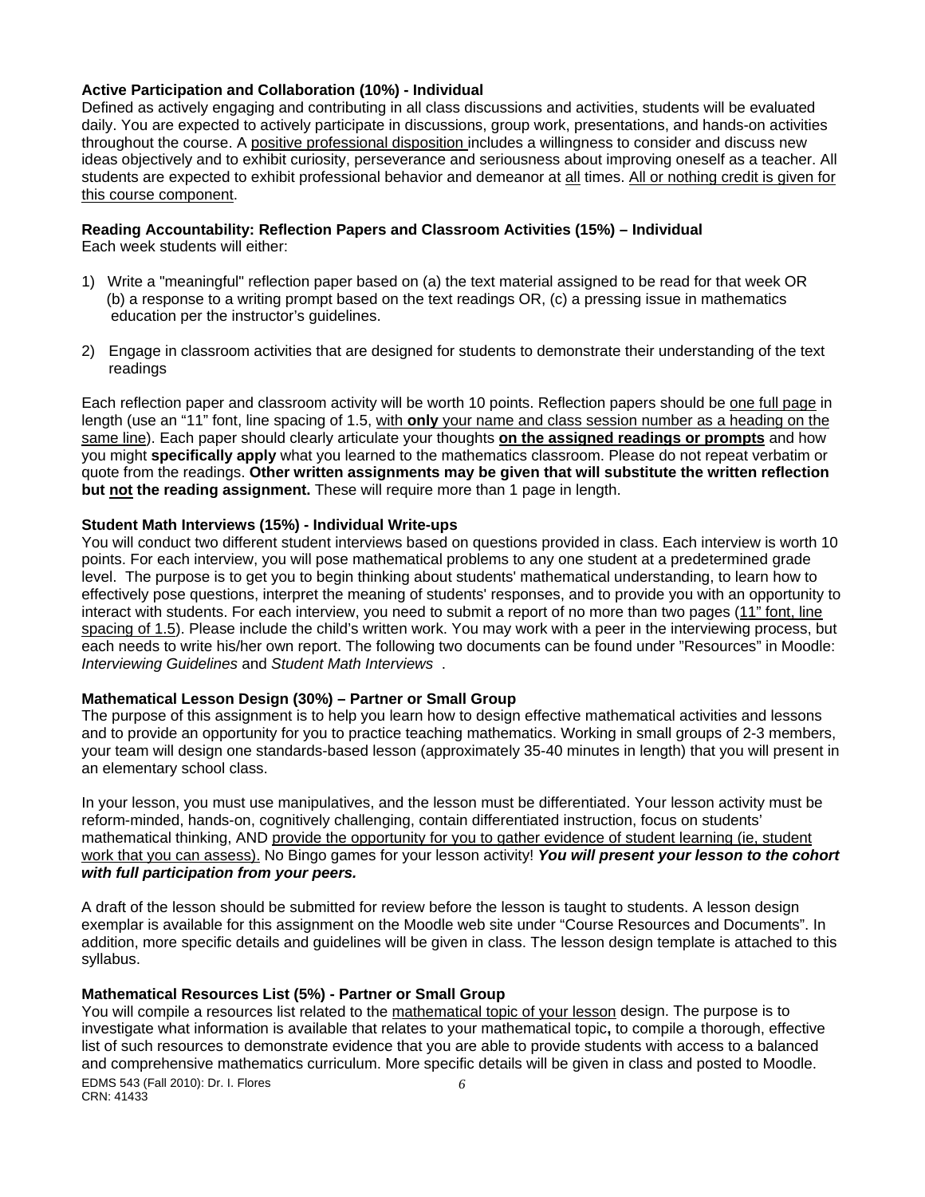**Active Participation and Collaboration (10%) - Individual**
Defined as actively engaging and contributing in all class discussions and activities, students will be evaluated daily. You are expected to actively participate in discussions, group work, presentations, and hands-on activities throughout the course. A positive professional disposition includes a willingness to consider and discuss new ideas objectively and to exhibit curiosity, perseverance and seriousness about improving oneself as a teacher. All students are expected to exhibit professional behavior and demeanor at all times. All or nothing credit is given for this course component.

**Reading Accountability: Reflection Papers and Classroom Activities (15%) – Individual**
Each week students will either:

1) Write a "meaningful" reflection paper based on (a) the text material assigned to be read for that week OR (b) a response to a writing prompt based on the text readings OR, (c) a pressing issue in mathematics education per the instructor's guidelines.

2) Engage in classroom activities that are designed for students to demonstrate their understanding of the text readings

Each reflection paper and classroom activity will be worth 10 points. Reflection papers should be one full page in length (use an "11" font, line spacing of 1.5, with **only** your name and class session number as a heading on the same line). Each paper should clearly articulate your thoughts **on the assigned readings or prompts** and how you might **specifically apply** what you learned to the mathematics classroom. Please do not repeat verbatim or quote from the readings. **Other written assignments may be given that will substitute the written reflection but not the reading assignment.** These will require more than 1 page in length.

**Student Math Interviews (15%) - Individual Write-ups**
You will conduct two different student interviews based on questions provided in class. Each interview is worth 10 points. For each interview, you will pose mathematical problems to any one student at a predetermined grade level. The purpose is to get you to begin thinking about students' mathematical understanding, to learn how to effectively pose questions, interpret the meaning of students' responses, and to provide you with an opportunity to interact with students. For each interview, you need to submit a report of no more than two pages (11" font, line spacing of 1.5). Please include the child's written work. You may work with a peer in the interviewing process, but each needs to write his/her own report. The following two documents can be found under "Resources" in Moodle: *Interviewing Guidelines* and *Student Math Interviews* .

**Mathematical Lesson Design (30%) – Partner or Small Group**
The purpose of this assignment is to help you learn how to design effective mathematical activities and lessons and to provide an opportunity for you to practice teaching mathematics. Working in small groups of 2-3 members, your team will design one standards-based lesson (approximately 35-40 minutes in length) that you will present in an elementary school class.

In your lesson, you must use manipulatives, and the lesson must be differentiated. Your lesson activity must be reform-minded, hands-on, cognitively challenging, contain differentiated instruction, focus on students' mathematical thinking, AND provide the opportunity for you to gather evidence of student learning (ie, student work that you can assess). No Bingo games for your lesson activity! ***You will present your lesson to the cohort with full participation from your peers.***

A draft of the lesson should be submitted for review before the lesson is taught to students. A lesson design exemplar is available for this assignment on the Moodle web site under "Course Resources and Documents". In addition, more specific details and guidelines will be given in class. The lesson design template is attached to this syllabus.

**Mathematical Resources List (5%) - Partner or Small Group**
You will compile a resources list related to the mathematical topic of your lesson design. The purpose is to investigate what information is available that relates to your mathematical topic**,** to compile a thorough, effective list of such resources to demonstrate evidence that you are able to provide students with access to a balanced and comprehensive mathematics curriculum. More specific details will be given in class and posted to Moodle.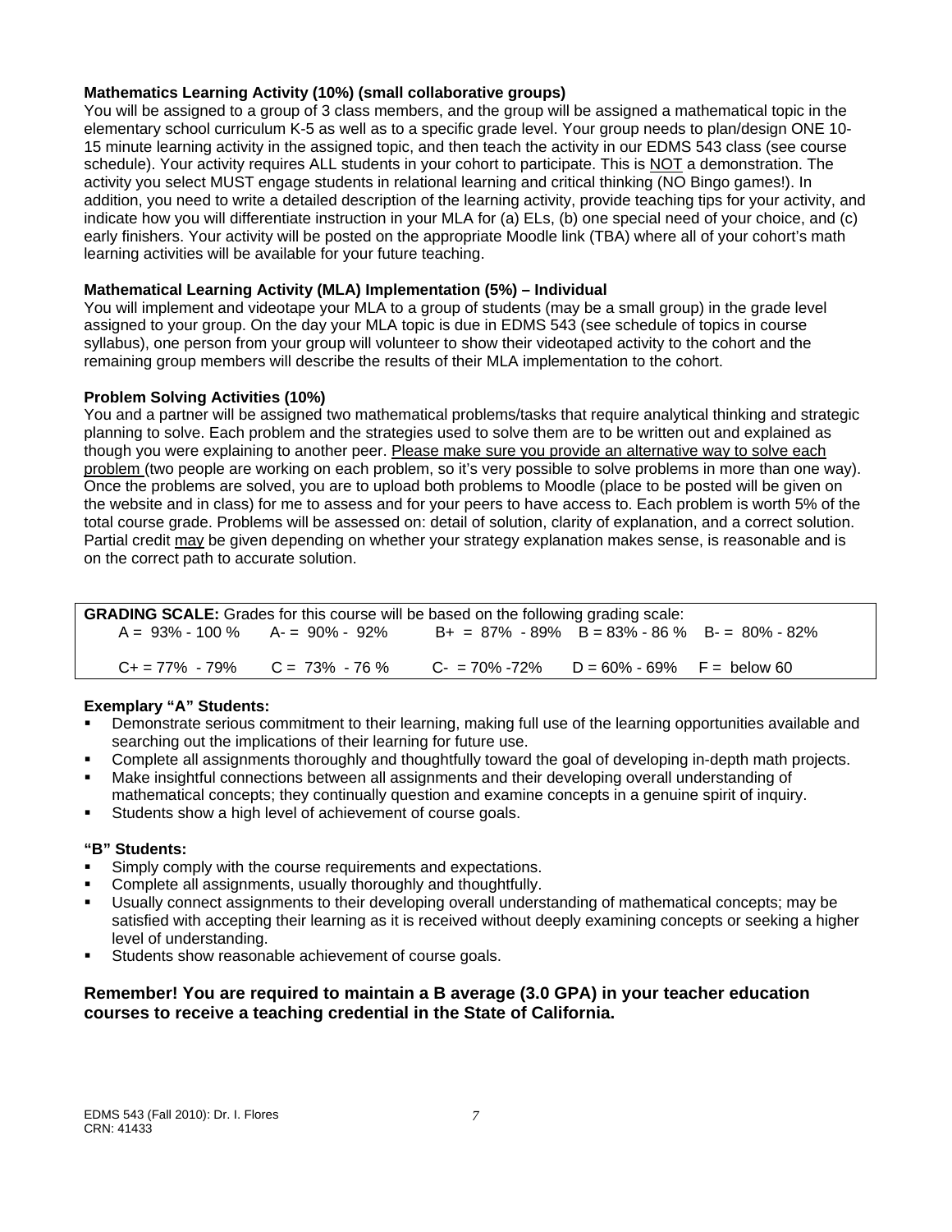**Mathematics Learning Activity (10%) (small collaborative groups)**

You will be assigned to a group of 3 class members, and the group will be assigned a mathematical topic in the elementary school curriculum K-5 as well as to a specific grade level. Your group needs to plan/design ONE 10-15 minute learning activity in the assigned topic, and then teach the activity in our EDMS 543 class (see course schedule). Your activity requires ALL students in your cohort to participate. This is NOT a demonstration. The activity you select MUST engage students in relational learning and critical thinking (NO Bingo games!). In addition, you need to write a detailed description of the learning activity, provide teaching tips for your activity, and indicate how you will differentiate instruction in your MLA for (a) ELs, (b) one special need of your choice, and (c) early finishers. Your activity will be posted on the appropriate Moodle link (TBA) where all of your cohort's math learning activities will be available for your future teaching.

**Mathematical Learning Activity (MLA) Implementation (5%) – Individual**

You will implement and videotape your MLA to a group of students (may be a small group) in the grade level assigned to your group. On the day your MLA topic is due in EDMS 543 (see schedule of topics in course syllabus), one person from your group will volunteer to show their videotaped activity to the cohort and the remaining group members will describe the results of their MLA implementation to the cohort.

**Problem Solving Activities (10%)**

You and a partner will be assigned two mathematical problems/tasks that require analytical thinking and strategic planning to solve. Each problem and the strategies used to solve them are to be written out and explained as though you were explaining to another peer. Please make sure you provide an alternative way to solve each problem (two people are working on each problem, so it's very possible to solve problems in more than one way). Once the problems are solved, you are to upload both problems to Moodle (place to be posted will be given on the website and in class) for me to assess and for your peers to have access to. Each problem is worth 5% of the total course grade. Problems will be assessed on: detail of solution, clarity of explanation, and a correct solution. Partial credit may be given depending on whether your strategy explanation makes sense, is reasonable and is on the correct path to accurate solution.

**GRADING SCALE:** Grades for this course will be based on the following grading scale:

| | | | | |
|---|---|---|---|---|
| A = 93% - 100 % | A- = 90% - 92% | B+ = 87% - 89% | B = 83% - 86 % | B- = 80% - 82% |
| C+ = 77% - 79% | C = 73% - 76 % | C- = 70% -72% | D = 60% - 69% | F = below 60 |

**Exemplary "A" Students:**

- Demonstrate serious commitment to their learning, making full use of the learning opportunities available and searching out the implications of their learning for future use.
- Complete all assignments thoroughly and thoughtfully toward the goal of developing in-depth math projects.
- Make insightful connections between all assignments and their developing overall understanding of mathematical concepts; they continually question and examine concepts in a genuine spirit of inquiry.
- Students show a high level of achievement of course goals.

**"B" Students:**

- Simply comply with the course requirements and expectations.
- Complete all assignments, usually thoroughly and thoughtfully.
- Usually connect assignments to their developing overall understanding of mathematical concepts; may be satisfied with accepting their learning as it is received without deeply examining concepts or seeking a higher level of understanding.
- Students show reasonable achievement of course goals.

**Remember! You are required to maintain a B average (3.0 GPA) in your teacher education courses to receive a teaching credential in the State of California.**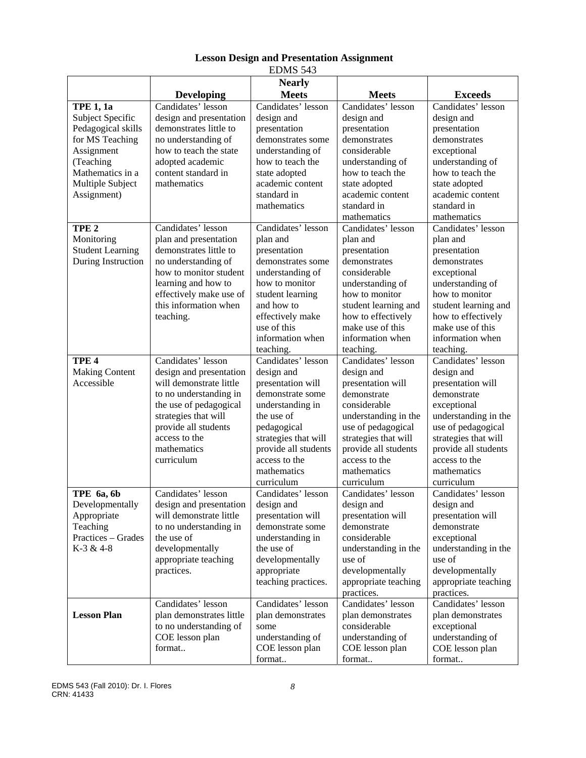**Lesson Design and Presentation Assignment**

EDMS 543

| | **Developing** | **Nearly Meets** | **Meets** | **Exceeds** |
|---|---|---|---|---|
| **TPE 1, 1a** Subject Specific Pedagogical skills for MS Teaching Assignment (Teaching Mathematics in a Multiple Subject Assignment) | Candidates' lesson design and presentation demonstrates little to no understanding of how to teach the state adopted academic content standard in mathematics | Candidates' lesson design and presentation demonstrates some understanding of how to teach the state adopted academic content standard in mathematics | Candidates' lesson design and presentation demonstrates considerable understanding of how to teach the state adopted academic content standard in mathematics | Candidates' lesson design and presentation demonstrates exceptional understanding of how to teach the state adopted academic content standard in mathematics |
| **TPE 2** Monitoring Student Learning During Instruction | Candidates' lesson plan and presentation demonstrates little to no understanding of how to monitor student learning and how to effectively make use of this information when teaching. | Candidates' lesson plan and presentation demonstrates some understanding of how to monitor student learning and how to effectively make use of this information when teaching. | Candidates' lesson plan and presentation demonstrates considerable understanding of how to monitor student learning and how to effectively make use of this information when teaching. | Candidates' lesson plan and presentation demonstrates exceptional understanding of how to monitor student learning and how to effectively make use of this information when teaching. |
| **TPE 4** Making Content Accessible | Candidates' lesson design and presentation will demonstrate little to no understanding in the use of pedagogical strategies that will provide all students access to the mathematics curriculum | Candidates' lesson design and presentation will demonstrate some understanding in the use of pedagogical strategies that will provide all students access to the mathematics curriculum | Candidates' lesson design and presentation will demonstrate considerable understanding in the use of pedagogical strategies that will provide all students access to the mathematics curriculum | Candidates' lesson design and presentation will demonstrate exceptional understanding in the use of pedagogical strategies that will provide all students access to the mathematics curriculum |
| **TPE 6a, 6b** Developmentally Appropriate Teaching Practices – Grades K-3 & 4-8 | Candidates' lesson design and presentation will demonstrate little to no understanding in the use of developmentally appropriate teaching practices. | Candidates' lesson design and presentation will demonstrate some understanding in the use of developmentally appropriate teaching practices. | Candidates' lesson design and presentation will demonstrate considerable understanding in the use of developmentally appropriate teaching practices. | Candidates' lesson design and presentation will demonstrate exceptional understanding in the use of developmentally appropriate teaching practices. |
| **Lesson Plan** | Candidates' lesson plan demonstrates little to no understanding of COE lesson plan format.. | Candidates' lesson plan demonstrates some understanding of COE lesson plan format.. | Candidates' lesson plan demonstrates considerable understanding of COE lesson plan format.. | Candidates' lesson plan demonstrates exceptional understanding of COE lesson plan format.. |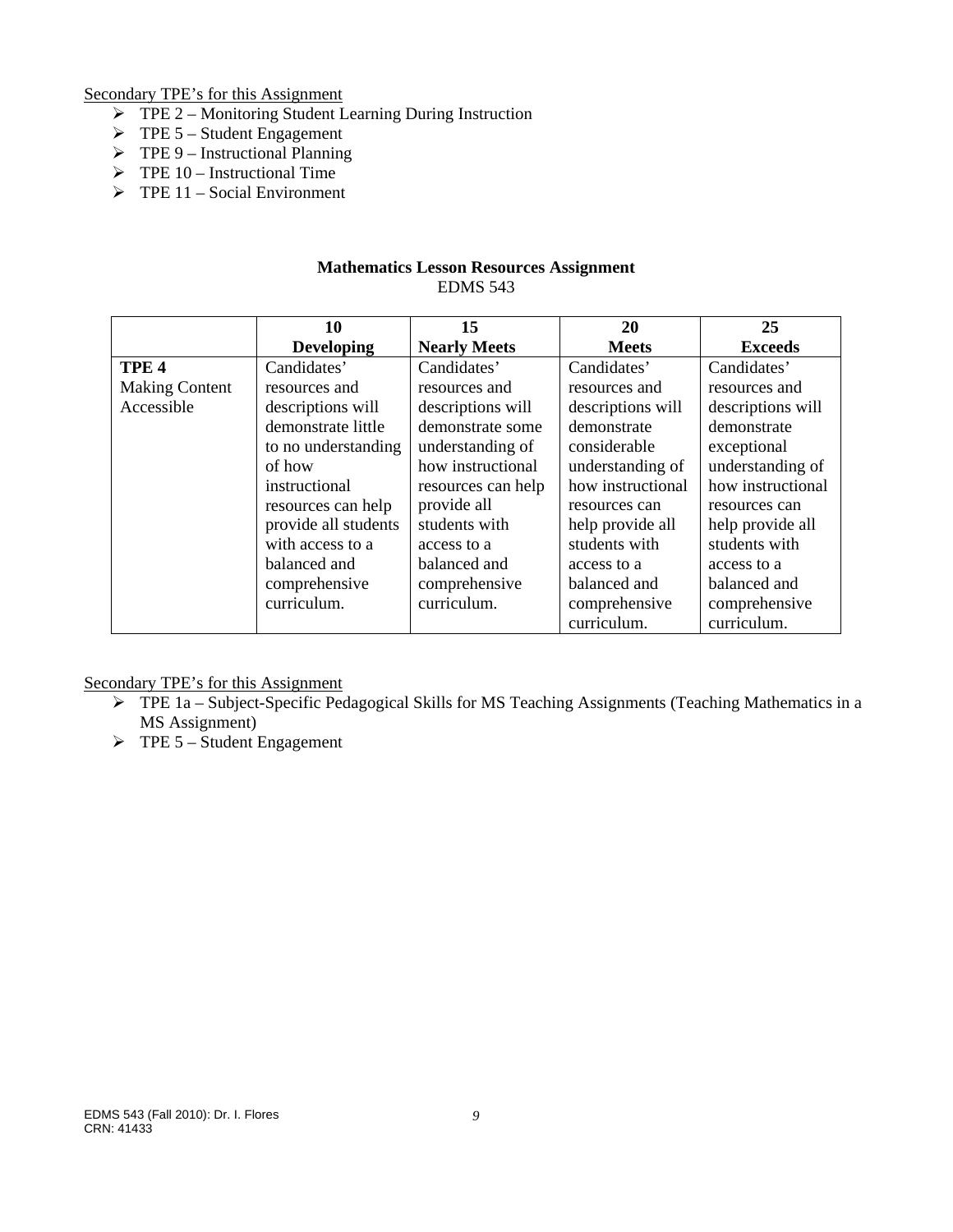Secondary TPE's for this Assignment

- TPE 2 – Monitoring Student Learning During Instruction
- TPE 5 – Student Engagement
- TPE 9 – Instructional Planning
- TPE 10 – Instructional Time
- TPE 11 – Social Environment

**Mathematics Lesson Resources Assignment**
EDMS 543

| | **10 Developing** | **15 Nearly Meets** | **20 Meets** | **25 Exceeds** |
|---|---|---|---|---|
| **TPE 4** Making Content Accessible | Candidates' resources and descriptions will demonstrate little to no understanding of how instructional resources can help provide all students with access to a balanced and comprehensive curriculum. | Candidates' resources and descriptions will demonstrate some understanding of how instructional resources can help provide all students with access to a balanced and comprehensive curriculum. | Candidates' resources and descriptions will demonstrate considerable understanding of how instructional resources can help provide all students with access to a balanced and comprehensive curriculum. | Candidates' resources and descriptions will demonstrate exceptional understanding of how instructional resources can help provide all students with access to a balanced and comprehensive curriculum. |

Secondary TPE's for this Assignment

- TPE 1a – Subject-Specific Pedagogical Skills for MS Teaching Assignments (Teaching Mathematics in a MS Assignment)
- TPE 5 – Student Engagement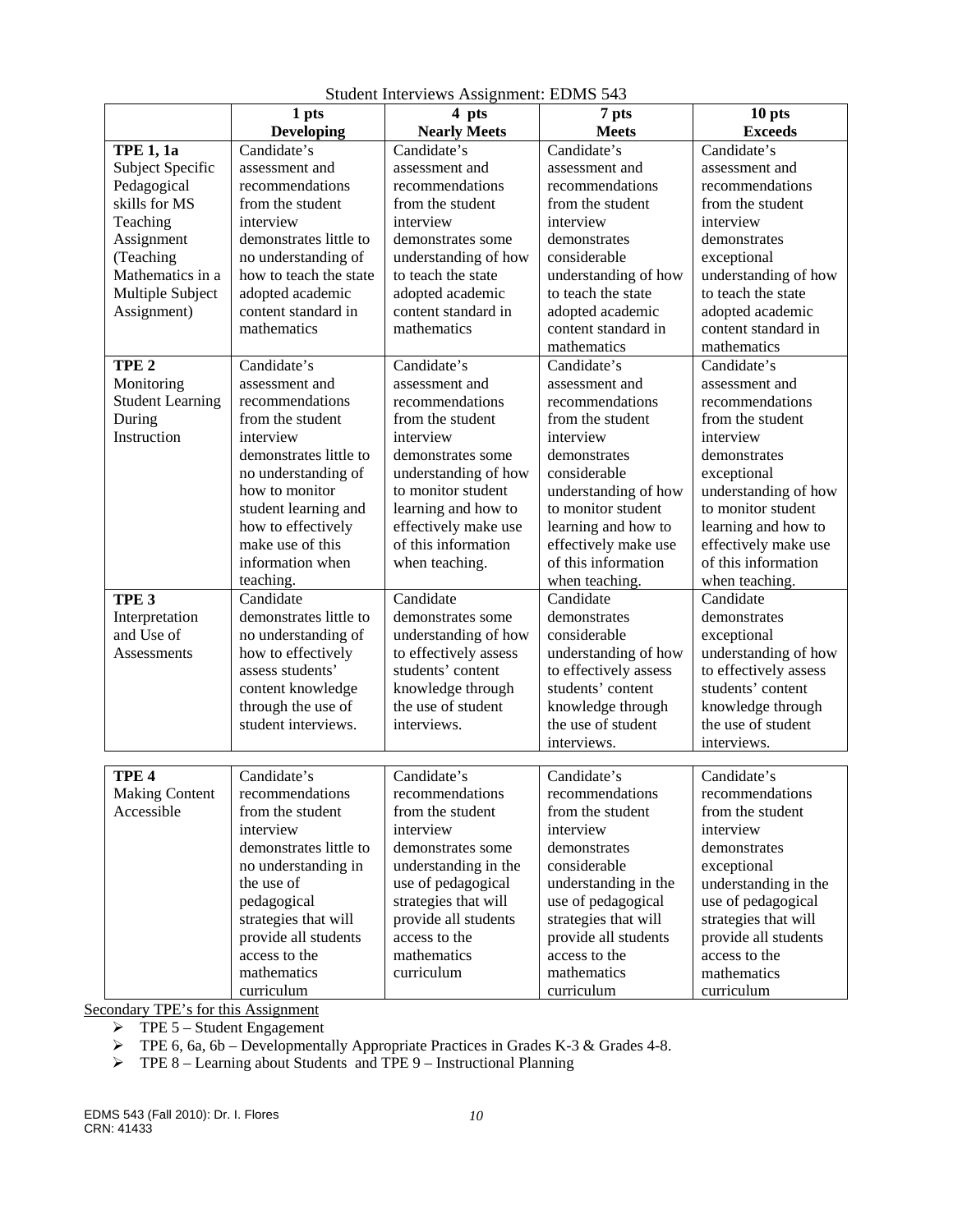Student Interviews Assignment: EDMS 543

| | 1 pts **Developing** | 4 pts **Nearly Meets** | 7 pts **Meets** | 10 pts **Exceeds** |
|---|---|---|---|---|
| **TPE 1, 1a** Subject Specific Pedagogical skills for MS Teaching Assignment (Teaching Mathematics in a Multiple Subject Assignment) | Candidate's assessment and recommendations from the student interview demonstrates little to no understanding of how to teach the state adopted academic content standard in mathematics | Candidate's assessment and recommendations from the student interview demonstrates some understanding of how to teach the state adopted academic content standard in mathematics | Candidate's assessment and recommendations from the student interview demonstrates considerable understanding of how to teach the state adopted academic content standard in mathematics | Candidate's assessment and recommendations from the student interview demonstrates exceptional understanding of how to teach the state adopted academic content standard in mathematics |
| **TPE 2** Monitoring Student Learning During Instruction | Candidate's assessment and recommendations from the student interview demonstrates little to no understanding of how to monitor student learning and how to effectively make use of this information when teaching. | Candidate's assessment and recommendations from the student interview demonstrates some understanding of how to monitor student learning and how to effectively make use of this information when teaching. | Candidate's assessment and recommendations from the student interview demonstrates considerable understanding of how to monitor student learning and how to effectively make use of this information when teaching. | Candidate's assessment and recommendations from the student interview demonstrates exceptional understanding of how to monitor student learning and how to effectively make use of this information when teaching. |
| **TPE 3** Interpretation and Use of Assessments | Candidate demonstrates little to no understanding of how to effectively assess students' content knowledge through the use of student interviews. | Candidate demonstrates some understanding of how to effectively assess students' content knowledge through the use of student interviews. | Candidate demonstrates considerable understanding of how to effectively assess students' content knowledge through the use of student interviews. | Candidate demonstrates exceptional understanding of how to effectively assess students' content knowledge through the use of student interviews. |
| **TPE 4** Making Content Accessible | Candidate's recommendations from the student interview demonstrates little to no understanding in the use of pedagogical strategies that will provide all students access to the mathematics curriculum | Candidate's recommendations from the student interview demonstrates some understanding in the use of pedagogical strategies that will provide all students access to the mathematics curriculum | Candidate's recommendations from the student interview demonstrates considerable understanding in the use of pedagogical strategies that will provide all students access to the mathematics curriculum | Candidate's recommendations from the student interview demonstrates exceptional understanding in the use of pedagogical strategies that will provide all students access to the mathematics curriculum |

Secondary TPE's for this Assignment

- TPE 5 – Student Engagement
- TPE 6, 6a, 6b – Developmentally Appropriate Practices in Grades K-3 & Grades 4-8.
- TPE 8 – Learning about Students and TPE 9 – Instructional Planning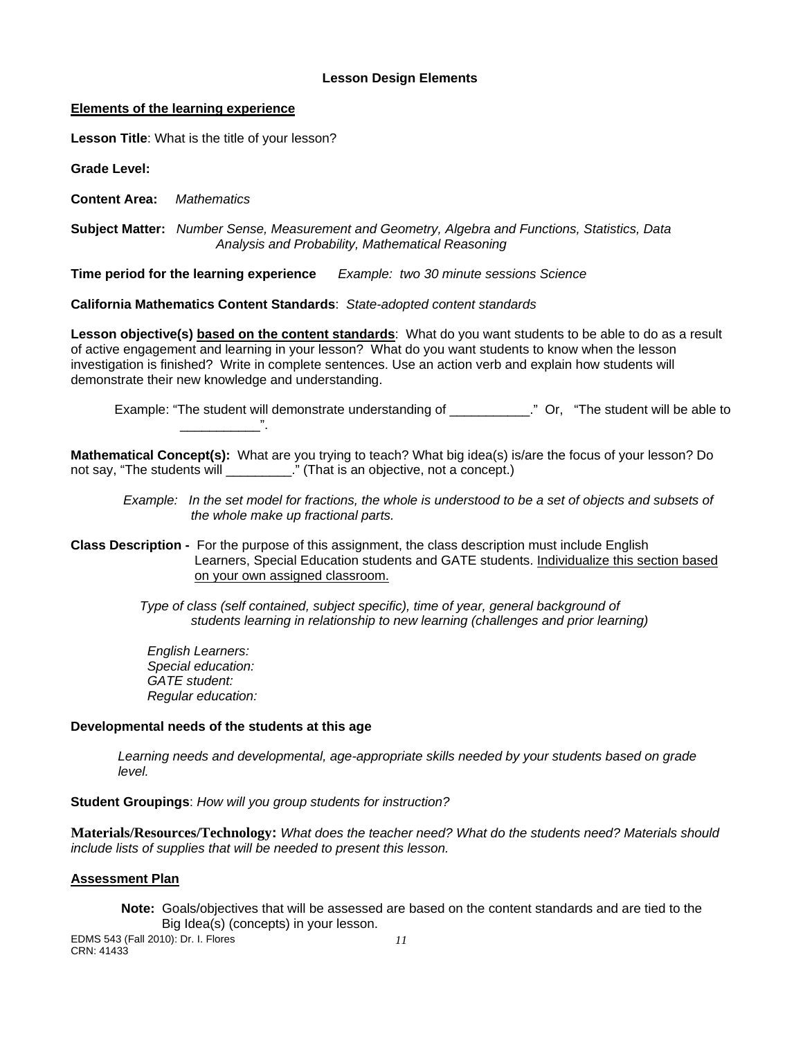### Lesson Design Elements

**Elements of the learning experience**

**Lesson Title**: What is the title of your lesson?

**Grade Level:**

**Content Area:** *Mathematics*

**Subject Matter:** *Number Sense, Measurement and Geometry, Algebra and Functions, Statistics, Data Analysis and Probability, Mathematical Reasoning*

**Time period for the learning experience** *Example: two 30 minute sessions Science*

**California Mathematics Content Standards**: *State-adopted content standards*

**Lesson objective(s) based on the content standards**: What do you want students to be able to do as a result of active engagement and learning in your lesson? What do you want students to know when the lesson investigation is finished? Write in complete sentences. Use an action verb and explain how students will demonstrate their new knowledge and understanding.

> Example: "The student will demonstrate understanding of ___________." Or, "The student will be able to ___________".

**Mathematical Concept(s):** What are you trying to teach? What big idea(s) is/are the focus of your lesson? Do not say, "The students will _________." (That is an objective, not a concept.)

> *Example: In the set model for fractions, the whole is understood to be a set of objects and subsets of the whole make up fractional parts.*

**Class Description -** For the purpose of this assignment, the class description must include English Learners, Special Education students and GATE students. Individualize this section based on your own assigned classroom.

> *Type of class (self contained, subject specific), time of year, general background of students learning in relationship to new learning (challenges and prior learning)*
>
> *English Learners:*
> *Special education:*
> *GATE student:*
> *Regular education:*

**Developmental needs of the students at this age**

> *Learning needs and developmental, age-appropriate skills needed by your students based on grade level.*

**Student Groupings**: *How will you group students for instruction?*

**Materials/Resources/Technology:** *What does the teacher need? What do the students need? Materials should include lists of supplies that will be needed to present this lesson.*

**Assessment Plan**

> **Note:** Goals/objectives that will be assessed are based on the content standards and are tied to the Big Idea(s) (concepts) in your lesson.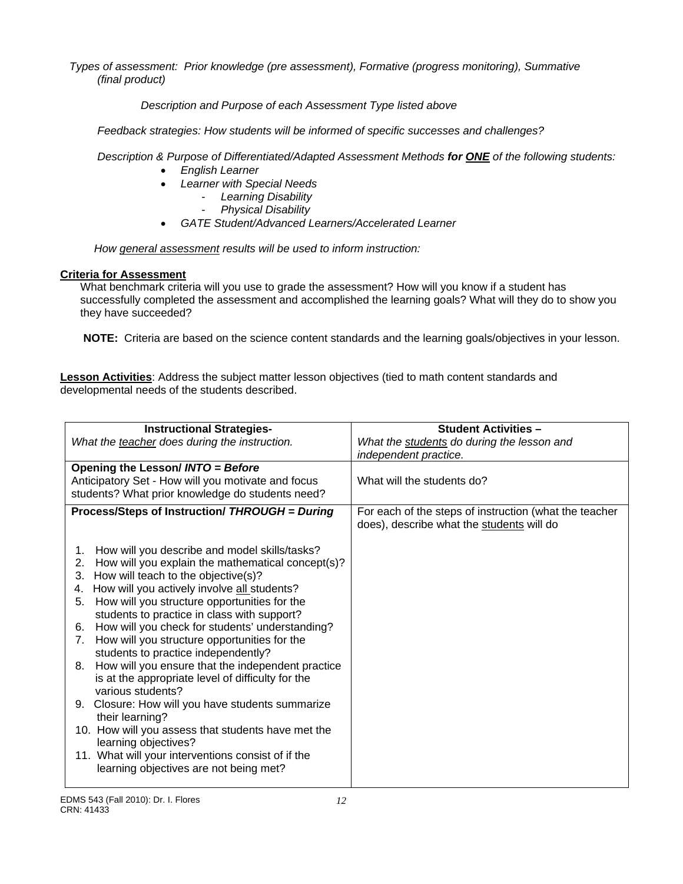*Types of assessment: Prior knowledge (pre assessment), Formative (progress monitoring), Summative (final product)*

*Description and Purpose of each Assessment Type listed above*

*Feedback strategies: How students will be informed of specific successes and challenges?*

*Description & Purpose of Differentiated/Adapted Assessment Methods* ***for ONE*** *of the following students:*

- *English Learner*
- *Learner with Special Needs*
    - *Learning Disability*
    - *Physical Disability*
- *GATE Student/Advanced Learners/Accelerated Learner*

*How general assessment results will be used to inform instruction:*

**Criteria for Assessment**

What benchmark criteria will you use to grade the assessment? How will you know if a student has successfully completed the assessment and accomplished the learning goals? What will they do to show you they have succeeded?

**NOTE:** Criteria are based on the science content standards and the learning goals/objectives in your lesson.

**Lesson Activities**: Address the subject matter lesson objectives (tied to math content standards and developmental needs of the students described.

| **Instructional Strategies-** *What the teacher does during the instruction.* | **Student Activities –** *What the students do during the lesson and independent practice.* |
|---|---|
| **Opening the Lesson/ *INTO = Before*** Anticipatory Set - How will you motivate and focus students? What prior knowledge do students need? | What will the students do? |
| **Process/Steps of Instruction/ *THROUGH = During*** <br><br> 1. How will you describe and model skills/tasks? <br> 2. How will you explain the mathematical concept(s)? <br> 3. How will teach to the objective(s)? <br> 4. How will you actively involve all students? <br> 5. How will you structure opportunities for the students to practice in class with support? <br> 6. How will you check for students' understanding? <br> 7. How will you structure opportunities for the students to practice independently? <br> 8. How will you ensure that the independent practice is at the appropriate level of difficulty for the various students? <br> 9. Closure: How will you have students summarize their learning? <br> 10. How will you assess that students have met the learning objectives? <br> 11. What will your interventions consist of if the learning objectives are not being met? | For each of the steps of instruction (what the teacher does), describe what the students will do |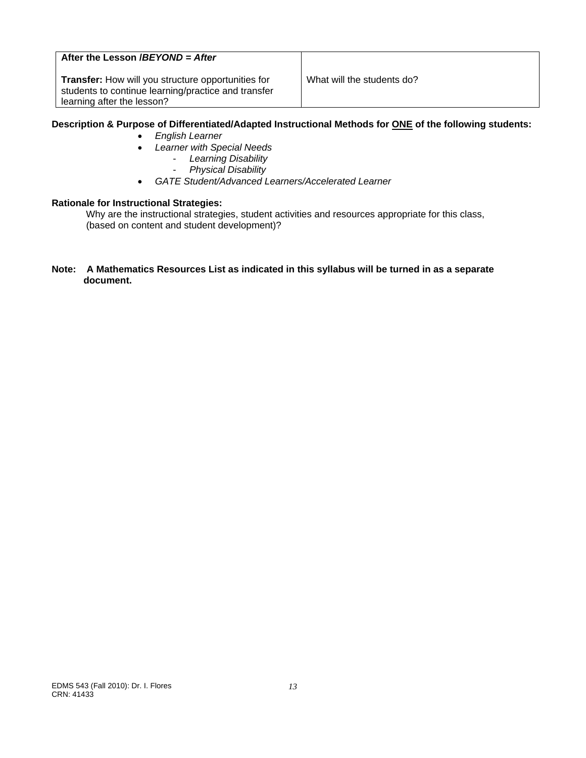| **After the Lesson /*BEYOND = After*** **Transfer:** How will you structure opportunities for students to continue learning/practice and transfer learning after the lesson? | What will the students do? |
|---|---|

**Description & Purpose of Differentiated/Adapted Instructional Methods for <u>ONE</u> of the following students:**

- *English Learner*
- *Learner with Special Needs*
  - *Learning Disability*
  - *Physical Disability*
- *GATE Student/Advanced Learners/Accelerated Learner*

**Rationale for Instructional Strategies:**

Why are the instructional strategies, student activities and resources appropriate for this class, (based on content and student development)?

**Note: A Mathematics Resources List as indicated in this syllabus will be turned in as a separate document.**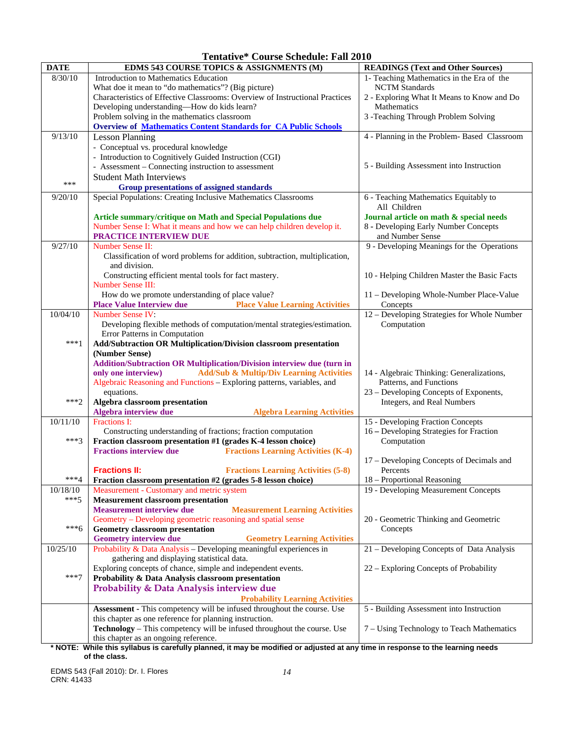# Tentative* Course Schedule: Fall 2010

| DATE | EDMS 543 COURSE TOPICS & ASSIGNMENTS (M) | READINGS (Text and Other Sources) |
|---|---|---|
| 8/30/10 | Introduction to Mathematics Education<br>What doe it mean to "do mathematics"? (Big picture)<br>Characteristics of Effective Classrooms: Overview of Instructional Practices<br>Developing understanding—How do kids learn?<br>Problem solving in the mathematics classroom<br>**Overview of Mathematics Content Standards for CA Public Schools** | 1- Teaching Mathematics in the Era of the NCTM Standards<br>2 - Exploring What It Means to Know and Do Mathematics<br>3 -Teaching Through Problem Solving |
| 9/13/10<br><br><br><br><br>*** | Lesson Planning<br>- Conceptual vs. procedural knowledge<br>- Introduction to Cognitively Guided Instruction (CGI)<br>- Assessment – Connecting instruction to assessment<br>Student Math Interviews<br>**Group presentations of assigned standards** | 4 - Planning in the Problem- Based Classroom<br><br><br>5 - Building Assessment into Instruction |
| 9/20/10 | Special Populations: Creating Inclusive Mathematics Classrooms<br><br>**Article summary/critique on Math and Special Populations due**<br>Number Sense I: What it means and how we can help children develop it.<br>**PRACTICE INTERVIEW DUE** | 6 - Teaching Mathematics Equitably to All Children<br><br>**Journal article on math & special needs**<br>8 - Developing Early Number Concepts and Number Sense |
| 9/27/10 | Number Sense II:<br>Classification of word problems for addition, subtraction, multiplication, and division.<br>Constructing efficient mental tools for fact mastery.<br>Number Sense III:<br>How do we promote understanding of place value?<br>**Place Value Interview due** **Place Value Learning Activities** | 9 - Developing Meanings for the Operations<br><br><br>10 - Helping Children Master the Basic Facts<br><br>11 – Developing Whole-Number Place-Value Concepts |
| 10/04/10<br><br><br>***1<br><br><br><br><br><br><br>***2 | Number Sense IV:<br>Developing flexible methods of computation/mental strategies/estimation.<br>Error Patterns in Computation<br>**Add/Subtraction OR Multiplication/Division classroom presentation (Number Sense)**<br>**Addition/Subtraction OR Multiplication/Division interview due (turn in only one interview)** **Add/Sub & Multip/Div Learning Activities**<br>Algebraic Reasoning and Functions – Exploring patterns, variables, and equations.<br>**Algebra classroom presentation**<br>**Algebra interview due** **Algebra Learning Activities** | 12 – Developing Strategies for Whole Number Computation<br><br><br><br><br><br>14 - Algebraic Thinking: Generalizations, Patterns, and Functions<br>23 – Developing Concepts of Exponents, Integers, and Real Numbers |
| 10/11/10<br><br>***3<br><br><br><br>***4 | Fractions I:<br>Constructing understanding of fractions; fraction computation<br>**Fraction classroom presentation #1 (grades K-4 lesson choice)**<br>**Fractions interview due** **Fractions Learning Activities (K-4)**<br><br>**Fractions II:** **Fractions Learning Activities (5-8)**<br>**Fraction classroom presentation #2 (grades 5-8 lesson choice)** | 15 - Developing Fraction Concepts<br>16 – Developing Strategies for Fraction Computation<br><br>17 – Developing Concepts of Decimals and Percents<br>18 – Proportional Reasoning |
| 10/18/10<br>***5<br><br><br>***6 | Measurement - Customary and metric system<br>**Measurement classroom presentation**<br>**Measurement interview due** **Measurement Learning Activities**<br>Geometry – Developing geometric reasoning and spatial sense<br>**Geometry classroom presentation**<br>**Geometry interview due** **Geometry Learning Activities** | 19 - Developing Measurement Concepts<br><br><br>20 - Geometric Thinking and Geometric Concepts |
| 10/25/10<br><br><br>***7 | Probability & Data Analysis – Developing meaningful experiences in gathering and displaying statistical data.<br>Exploring concepts of chance, simple and independent events.<br>**Probability & Data Analysis classroom presentation**<br>**Probability & Data Analysis interview due**<br>**Probability Learning Activities** | 21 – Developing Concepts of Data Analysis<br><br>22 – Exploring Concepts of Probability |
| | **Assessment** - This competency will be infused throughout the course. Use this chapter as one reference for planning instruction.<br>**Technology** – This competency will be infused throughout the course. Use this chapter as an ongoing reference. | 5 - Building Assessment into Instruction<br><br>7 – Using Technology to Teach Mathematics |

**\* NOTE: While this syllabus is carefully planned, it may be modified or adjusted at any time in response to the learning needs of the class.**

EDMS 543 (Fall 2010): Dr. I. Flores
CRN: 41433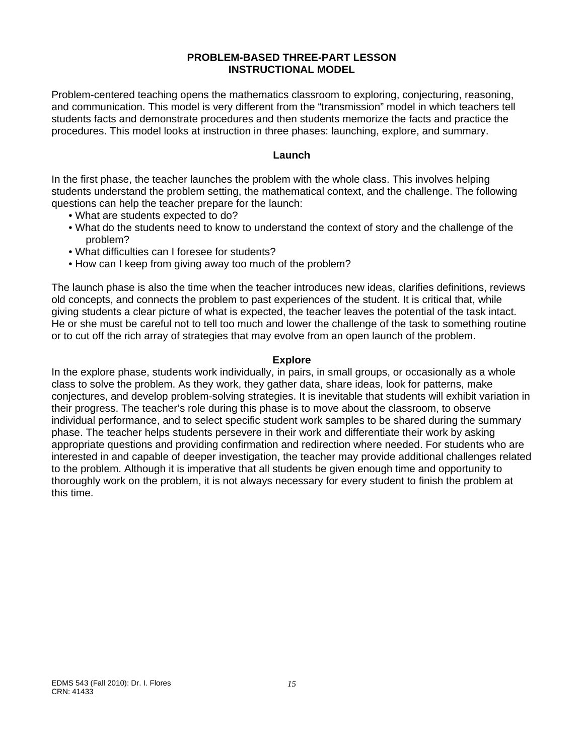# PROBLEM-BASED THREE-PART LESSON INSTRUCTIONAL MODEL

Problem-centered teaching opens the mathematics classroom to exploring, conjecturing, reasoning, and communication. This model is very different from the "transmission" model in which teachers tell students facts and demonstrate procedures and then students memorize the facts and practice the procedures. This model looks at instruction in three phases: launching, explore, and summary.

## Launch

In the first phase, the teacher launches the problem with the whole class. This involves helping students understand the problem setting, the mathematical context, and the challenge. The following questions can help the teacher prepare for the launch:

- What are students expected to do?
- What do the students need to know to understand the context of story and the challenge of the problem?
- What difficulties can I foresee for students?
- How can I keep from giving away too much of the problem?

The launch phase is also the time when the teacher introduces new ideas, clarifies definitions, reviews old concepts, and connects the problem to past experiences of the student. It is critical that, while giving students a clear picture of what is expected, the teacher leaves the potential of the task intact. He or she must be careful not to tell too much and lower the challenge of the task to something routine or to cut off the rich array of strategies that may evolve from an open launch of the problem.

## Explore

In the explore phase, students work individually, in pairs, in small groups, or occasionally as a whole class to solve the problem. As they work, they gather data, share ideas, look for patterns, make conjectures, and develop problem-solving strategies. It is inevitable that students will exhibit variation in their progress. The teacher's role during this phase is to move about the classroom, to observe individual performance, and to select specific student work samples to be shared during the summary phase. The teacher helps students persevere in their work and differentiate their work by asking appropriate questions and providing confirmation and redirection where needed. For students who are interested in and capable of deeper investigation, the teacher may provide additional challenges related to the problem. Although it is imperative that all students be given enough time and opportunity to thoroughly work on the problem, it is not always necessary for every student to finish the problem at this time.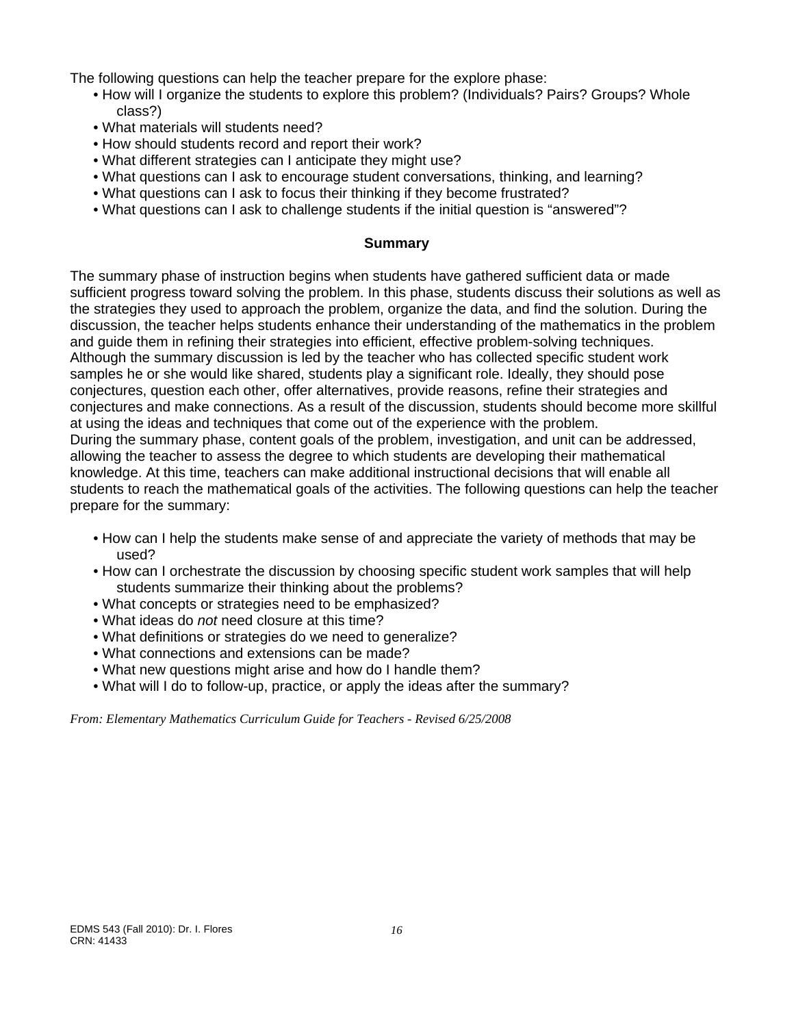The following questions can help the teacher prepare for the explore phase:

- How will I organize the students to explore this problem? (Individuals? Pairs? Groups? Whole class?)
- What materials will students need?
- How should students record and report their work?
- What different strategies can I anticipate they might use?
- What questions can I ask to encourage student conversations, thinking, and learning?
- What questions can I ask to focus their thinking if they become frustrated?
- What questions can I ask to challenge students if the initial question is “answered”?

## Summary

The summary phase of instruction begins when students have gathered sufficient data or made sufficient progress toward solving the problem. In this phase, students discuss their solutions as well as the strategies they used to approach the problem, organize the data, and find the solution. During the discussion, the teacher helps students enhance their understanding of the mathematics in the problem and guide them in refining their strategies into efficient, effective problem-solving techniques. Although the summary discussion is led by the teacher who has collected specific student work samples he or she would like shared, students play a significant role. Ideally, they should pose conjectures, question each other, offer alternatives, provide reasons, refine their strategies and conjectures and make connections. As a result of the discussion, students should become more skillful at using the ideas and techniques that come out of the experience with the problem.
During the summary phase, content goals of the problem, investigation, and unit can be addressed, allowing the teacher to assess the degree to which students are developing their mathematical knowledge. At this time, teachers can make additional instructional decisions that will enable all students to reach the mathematical goals of the activities. The following questions can help the teacher prepare for the summary:

- How can I help the students make sense of and appreciate the variety of methods that may be used?
- How can I orchestrate the discussion by choosing specific student work samples that will help students summarize their thinking about the problems?
- What concepts or strategies need to be emphasized?
- What ideas do *not* need closure at this time?
- What definitions or strategies do we need to generalize?
- What connections and extensions can be made?
- What new questions might arise and how do I handle them?
- What will I do to follow-up, practice, or apply the ideas after the summary?

*From: Elementary Mathematics Curriculum Guide for Teachers - Revised 6/25/2008*